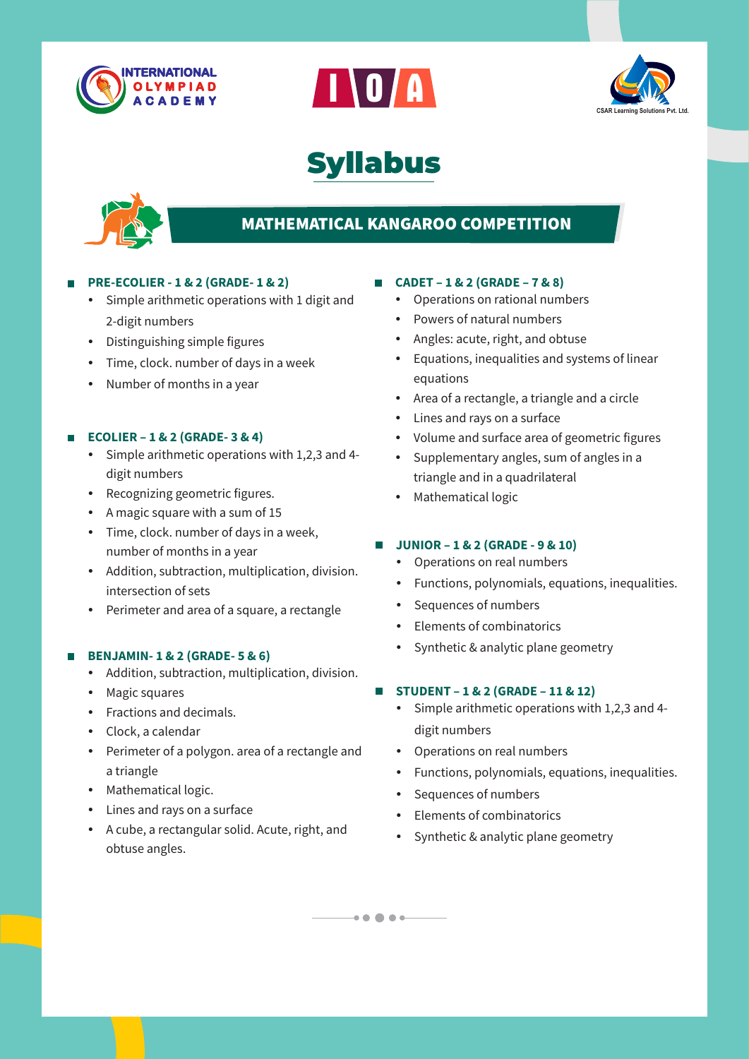# Syllabus

## MATHEMATICAL KANGAROO COMPETITION

### PRE-ECOLIER - 1 & 2 (GRADE- 1 & 2)

- Simple arithmetic operations with 1 digit and 2-digit numbers
- Distinguishing simple figures
- Time, clock. number of days in a week
- Number of months in a year

### ECOLIER – 1 & 2 (GRADE- 3 & 4)

- Simple arithmetic operations with 1,2,3 and 4-digit numbers
- Recognizing geometric figures.
- A magic square with a sum of 15
- Time, clock. number of days in a week, number of months in a year
- Addition, subtraction, multiplication, division. intersection of sets
- Perimeter and area of a square, a rectangle

### BENJAMIN- 1 & 2 (GRADE- 5 & 6)

- Addition, subtraction, multiplication, division.
- Magic squares
- Fractions and decimals.
- Clock, a calendar
- Perimeter of a polygon. area of a rectangle and a triangle
- Mathematical logic.
- Lines and rays on a surface
- A cube, a rectangular solid. Acute, right, and obtuse angles.

### CADET – 1 & 2 (GRADE – 7 & 8)

- Operations on rational numbers
- Powers of natural numbers
- Angles: acute, right, and obtuse
- Equations, inequalities and systems of linear equations
- Area of a rectangle, a triangle and a circle
- Lines and rays on a surface
- Volume and surface area of geometric figures
- Supplementary angles, sum of angles in a triangle and in a quadrilateral
- Mathematical logic

### JUNIOR – 1 & 2 (GRADE - 9 & 10)

- Operations on real numbers
- Functions, polynomials, equations, inequalities.
- Sequences of numbers
- Elements of combinatorics
- Synthetic & analytic plane geometry

### STUDENT – 1 & 2 (GRADE – 11 & 12)

- Simple arithmetic operations with 1,2,3 and 4-digit numbers
- Operations on real numbers
- Functions, polynomials, equations, inequalities.
- Sequences of numbers
- Elements of combinatorics
- Synthetic & analytic plane geometry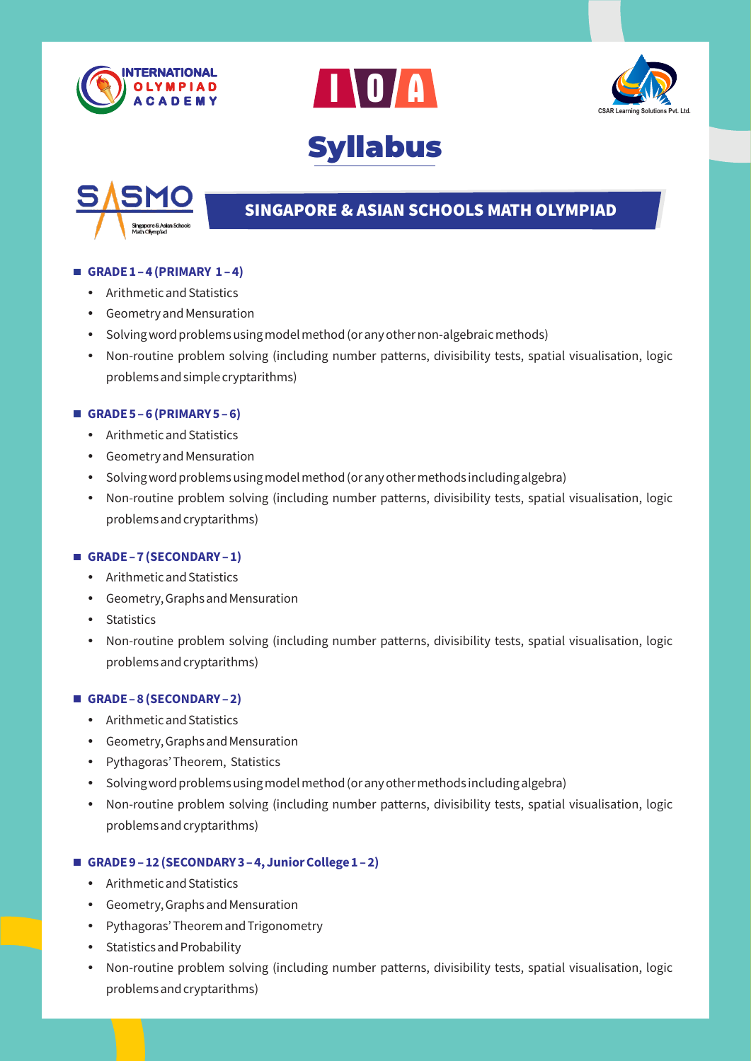# Syllabus

## SINGAPORE & ASIAN SCHOOLS MATH OLYMPIAD

### GRADE 1 – 4 (PRIMARY 1 – 4)

- Arithmetic and Statistics
- Geometry and Mensuration
- Solving word problems using model method (or any other non-algebraic methods)
- Non-routine problem solving (including number patterns, divisibility tests, spatial visualisation, logic problems and simple cryptarithms)

### GRADE 5 – 6 (PRIMARY 5 – 6)

- Arithmetic and Statistics
- Geometry and Mensuration
- Solving word problems using model method (or any other methods including algebra)
- Non-routine problem solving (including number patterns, divisibility tests, spatial visualisation, logic problems and cryptarithms)

### GRADE – 7 (SECONDARY – 1)

- Arithmetic and Statistics
- Geometry, Graphs and Mensuration
- Statistics
- Non-routine problem solving (including number patterns, divisibility tests, spatial visualisation, logic problems and cryptarithms)

### GRADE – 8 (SECONDARY – 2)

- Arithmetic and Statistics
- Geometry, Graphs and Mensuration
- Pythagoras' Theorem, Statistics
- Solving word problems using model method (or any other methods including algebra)
- Non-routine problem solving (including number patterns, divisibility tests, spatial visualisation, logic problems and cryptarithms)

### GRADE 9 – 12 (SECONDARY 3 – 4, Junior College 1 – 2)

- Arithmetic and Statistics
- Geometry, Graphs and Mensuration
- Pythagoras' Theorem and Trigonometry
- Statistics and Probability
- Non-routine problem solving (including number patterns, divisibility tests, spatial visualisation, logic problems and cryptarithms)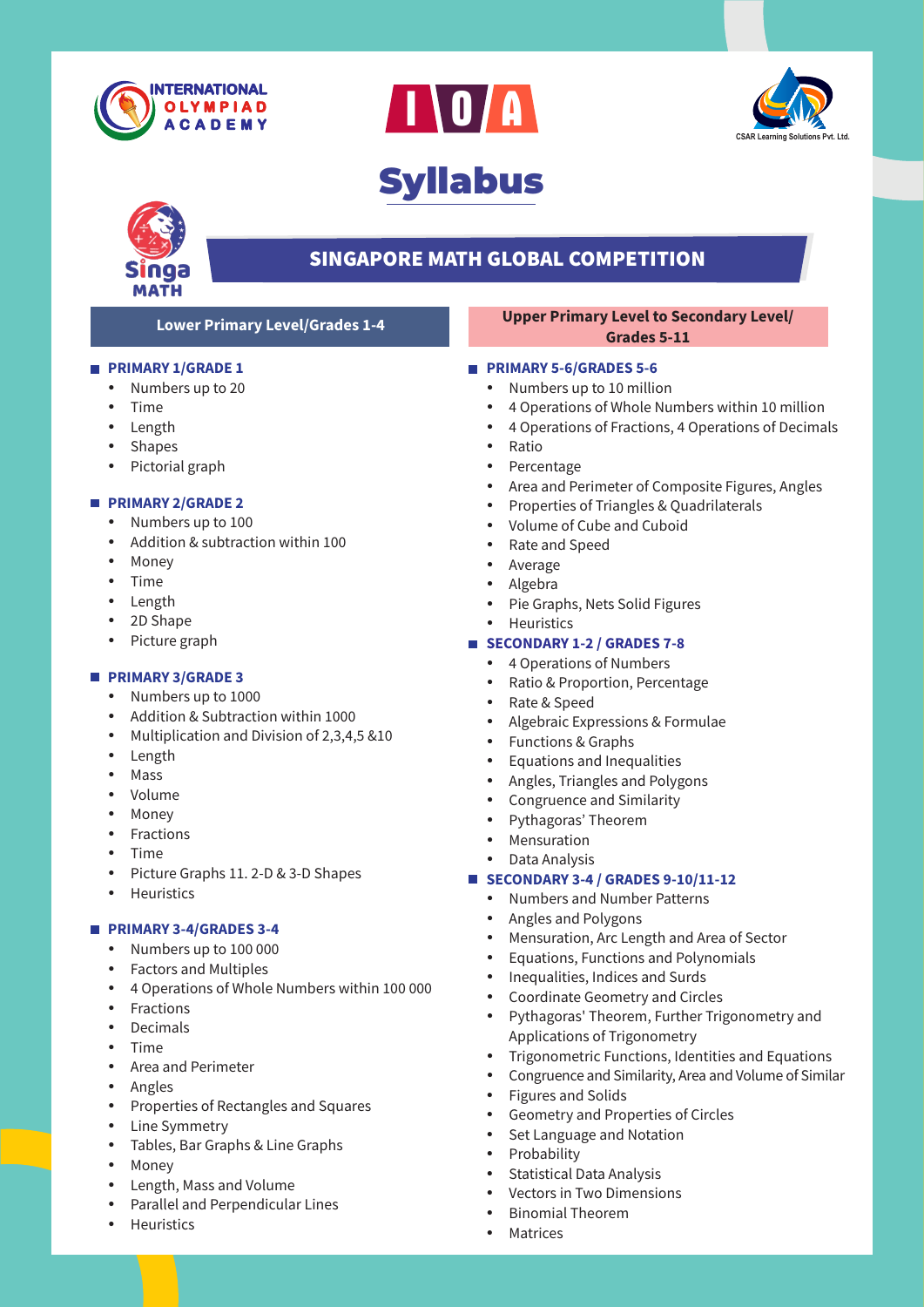INTERNATIONAL OLYMPIAD ACADEMY

IOA

CSAR Learning Solutions Pvt. Ltd.

# Syllabus

Singa MATH

## SINGAPORE MATH GLOBAL COMPETITION

### Lower Primary Level/Grades 1-4

**PRIMARY 1/GRADE 1**

- Numbers up to 20
- Time
- Length
- Shapes
- Pictorial graph

**PRIMARY 2/GRADE 2**

- Numbers up to 100
- Addition & subtraction within 100
- Money
- Time
- Length
- 2D Shape
- Picture graph

**PRIMARY 3/GRADE 3**

- Numbers up to 1000
- Addition & Subtraction within 1000
- Multiplication and Division of 2,3,4,5 &10
- Length
- Mass
- Volume
- Money
- Fractions
- Time
- Picture Graphs 11. 2-D & 3-D Shapes
- Heuristics

**PRIMARY 3-4/GRADES 3-4**

- Numbers up to 100 000
- Factors and Multiples
- 4 Operations of Whole Numbers within 100 000
- Fractions
- Decimals
- Time
- Area and Perimeter
- Angles
- Properties of Rectangles and Squares
- Line Symmetry
- Tables, Bar Graphs & Line Graphs
- Money
- Length, Mass and Volume
- Parallel and Perpendicular Lines
- Heuristics

### Upper Primary Level to Secondary Level/ Grades 5-11

**PRIMARY 5-6/GRADES 5-6**

- Numbers up to 10 million
- 4 Operations of Whole Numbers within 10 million
- 4 Operations of Fractions, 4 Operations of Decimals
- Ratio
- Percentage
- Area and Perimeter of Composite Figures, Angles
- Properties of Triangles & Quadrilaterals
- Volume of Cube and Cuboid
- Rate and Speed
- Average
- Algebra
- Pie Graphs, Nets Solid Figures
- Heuristics

**SECONDARY 1-2 / GRADES 7-8**

- 4 Operations of Numbers
- Ratio & Proportion, Percentage
- Rate & Speed
- Algebraic Expressions & Formulae
- Functions & Graphs
- Equations and Inequalities
- Angles, Triangles and Polygons
- Congruence and Similarity
- Pythagoras' Theorem
- Mensuration
- Data Analysis

**SECONDARY 3-4 / GRADES 9-10/11-12**

- Numbers and Number Patterns
- Angles and Polygons
- Mensuration, Arc Length and Area of Sector
- Equations, Functions and Polynomials
- Inequalities, Indices and Surds
- Coordinate Geometry and Circles
- Pythagoras' Theorem, Further Trigonometry and Applications of Trigonometry
- Trigonometric Functions, Identities and Equations
- Congruence and Similarity, Area and Volume of Similar Figures and Solids
- Geometry and Properties of Circles
- Set Language and Notation
- Probability
- Statistical Data Analysis
- Vectors in Two Dimensions
- Binomial Theorem
- Matrices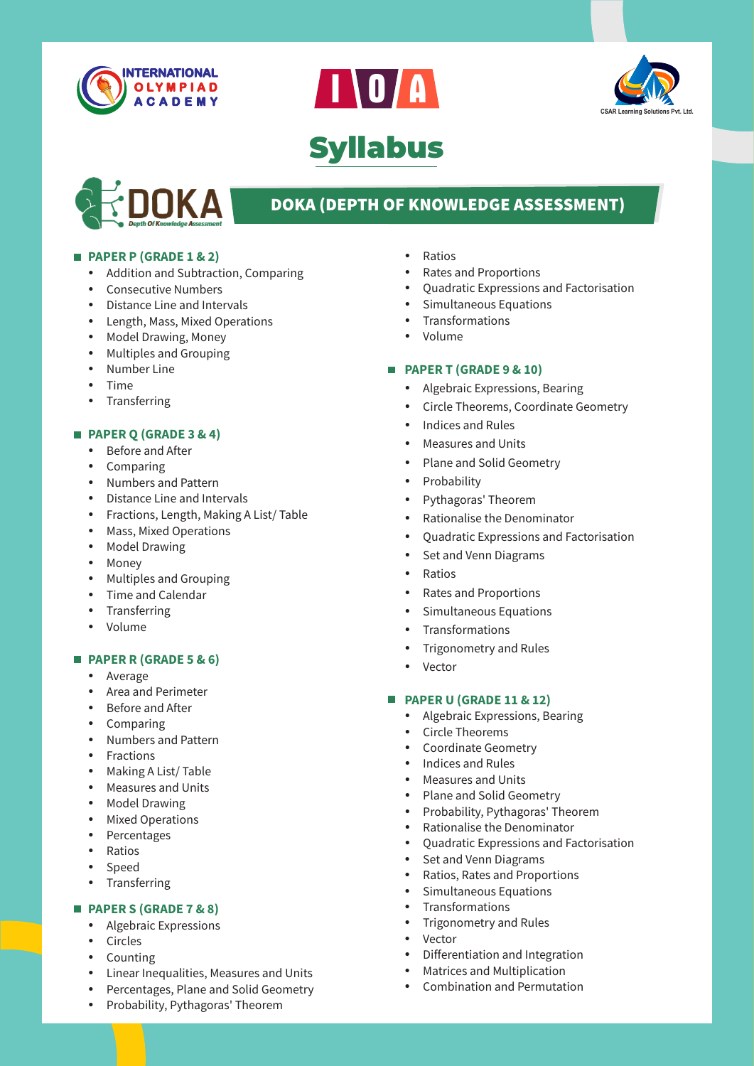INTERNATIONAL OLYMPIAD ACADEMY

IOA

CSAR Learning Solutions Pvt. Ltd.

# Syllabus

DOKA — Depth Of Knowledge Assessment

## DOKA (DEPTH OF KNOWLEDGE ASSESSMENT)

### PAPER P (GRADE 1 & 2)

- Addition and Subtraction, Comparing
- Consecutive Numbers
- Distance Line and Intervals
- Length, Mass, Mixed Operations
- Model Drawing, Money
- Multiples and Grouping
- Number Line
- Time
- Transferring

### PAPER Q (GRADE 3 & 4)

- Before and After
- Comparing
- Numbers and Pattern
- Distance Line and Intervals
- Fractions, Length, Making A List/ Table
- Mass, Mixed Operations
- Model Drawing
- Money
- Multiples and Grouping
- Time and Calendar
- Transferring
- Volume

### PAPER R (GRADE 5 & 6)

- Average
- Area and Perimeter
- Before and After
- Comparing
- Numbers and Pattern
- Fractions
- Making A List/ Table
- Measures and Units
- Model Drawing
- Mixed Operations
- Percentages
- Ratios
- Speed
- Transferring

### PAPER S (GRADE 7 & 8)

- Algebraic Expressions
- Circles
- Counting
- Linear Inequalities, Measures and Units
- Percentages, Plane and Solid Geometry
- Probability, Pythagoras' Theorem
- Ratios
- Rates and Proportions
- Quadratic Expressions and Factorisation
- Simultaneous Equations
- Transformations
- Volume

### PAPER T (GRADE 9 & 10)

- Algebraic Expressions, Bearing
- Circle Theorems, Coordinate Geometry
- Indices and Rules
- Measures and Units
- Plane and Solid Geometry
- Probability
- Pythagoras' Theorem
- Rationalise the Denominator
- Quadratic Expressions and Factorisation
- Set and Venn Diagrams
- Ratios
- Rates and Proportions
- Simultaneous Equations
- Transformations
- Trigonometry and Rules
- Vector

### PAPER U (GRADE 11 & 12)

- Algebraic Expressions, Bearing
- Circle Theorems
- Coordinate Geometry
- Indices and Rules
- Measures and Units
- Plane and Solid Geometry
- Probability, Pythagoras' Theorem
- Rationalise the Denominator
- Quadratic Expressions and Factorisation
- Set and Venn Diagrams
- Ratios, Rates and Proportions
- Simultaneous Equations
- Transformations
- Trigonometry and Rules
- Vector
- Differentiation and Integration
- Matrices and Multiplication
- Combination and Permutation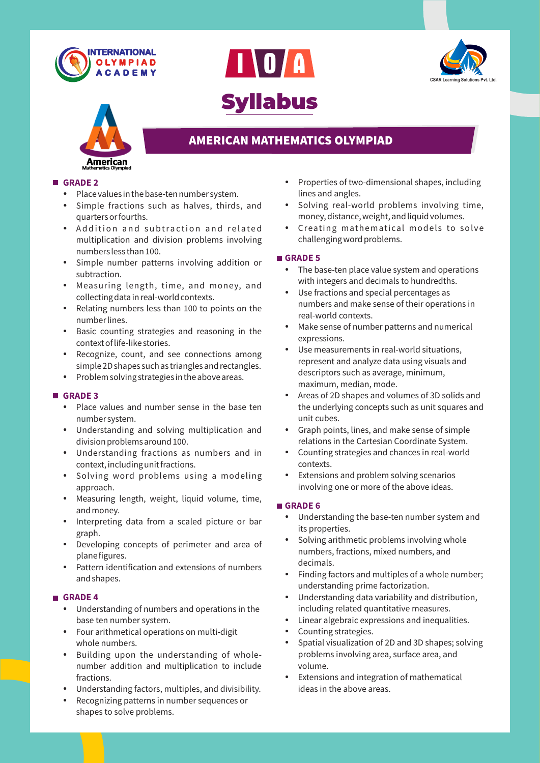# Syllabus

## AMERICAN MATHEMATICS OLYMPIAD

### GRADE 2

- Place values in the base-ten number system.
- Simple fractions such as halves, thirds, and quarters or fourths.
- Addition and subtraction and related multiplication and division problems involving numbers less than 100.
- Simple number patterns involving addition or subtraction.
- Measuring length, time, and money, and collecting data in real-world contexts.
- Relating numbers less than 100 to points on the number lines.
- Basic counting strategies and reasoning in the context of life-like stories.
- Recognize, count, and see connections among simple 2D shapes such as triangles and rectangles.
- Problem solving strategies in the above areas.

### GRADE 3

- Place values and number sense in the base ten number system.
- Understanding and solving multiplication and division problems around 100.
- Understanding fractions as numbers and in context, including unit fractions.
- Solving word problems using a modeling approach.
- Measuring length, weight, liquid volume, time, and money.
- Interpreting data from a scaled picture or bar graph.
- Developing concepts of perimeter and area of plane figures.
- Pattern identification and extensions of numbers and shapes.

### GRADE 4

- Understanding of numbers and operations in the base ten number system.
- Four arithmetical operations on multi-digit whole numbers.
- Building upon the understanding of whole-number addition and multiplication to include fractions.
- Understanding factors, multiples, and divisibility.
- Recognizing patterns in number sequences or shapes to solve problems.
- Properties of two-dimensional shapes, including lines and angles.
- Solving real-world problems involving time, money, distance, weight, and liquid volumes.
- Creating mathematical models to solve challenging word problems.

### GRADE 5

- The base-ten place value system and operations with integers and decimals to hundredths.
- Use fractions and special percentages as numbers and make sense of their operations in real-world contexts.
- Make sense of number patterns and numerical expressions.
- Use measurements in real-world situations, represent and analyze data using visuals and descriptors such as average, minimum, maximum, median, mode.
- Areas of 2D shapes and volumes of 3D solids and the underlying concepts such as unit squares and unit cubes.
- Graph points, lines, and make sense of simple relations in the Cartesian Coordinate System.
- Counting strategies and chances in real-world contexts.
- Extensions and problem solving scenarios involving one or more of the above ideas.

### GRADE 6

- Understanding the base-ten number system and its properties.
- Solving arithmetic problems involving whole numbers, fractions, mixed numbers, and decimals.
- Finding factors and multiples of a whole number; understanding prime factorization.
- Understanding data variability and distribution, including related quantitative measures.
- Linear algebraic expressions and inequalities.
- Counting strategies.
- Spatial visualization of 2D and 3D shapes; solving problems involving area, surface area, and volume.
- Extensions and integration of mathematical ideas in the above areas.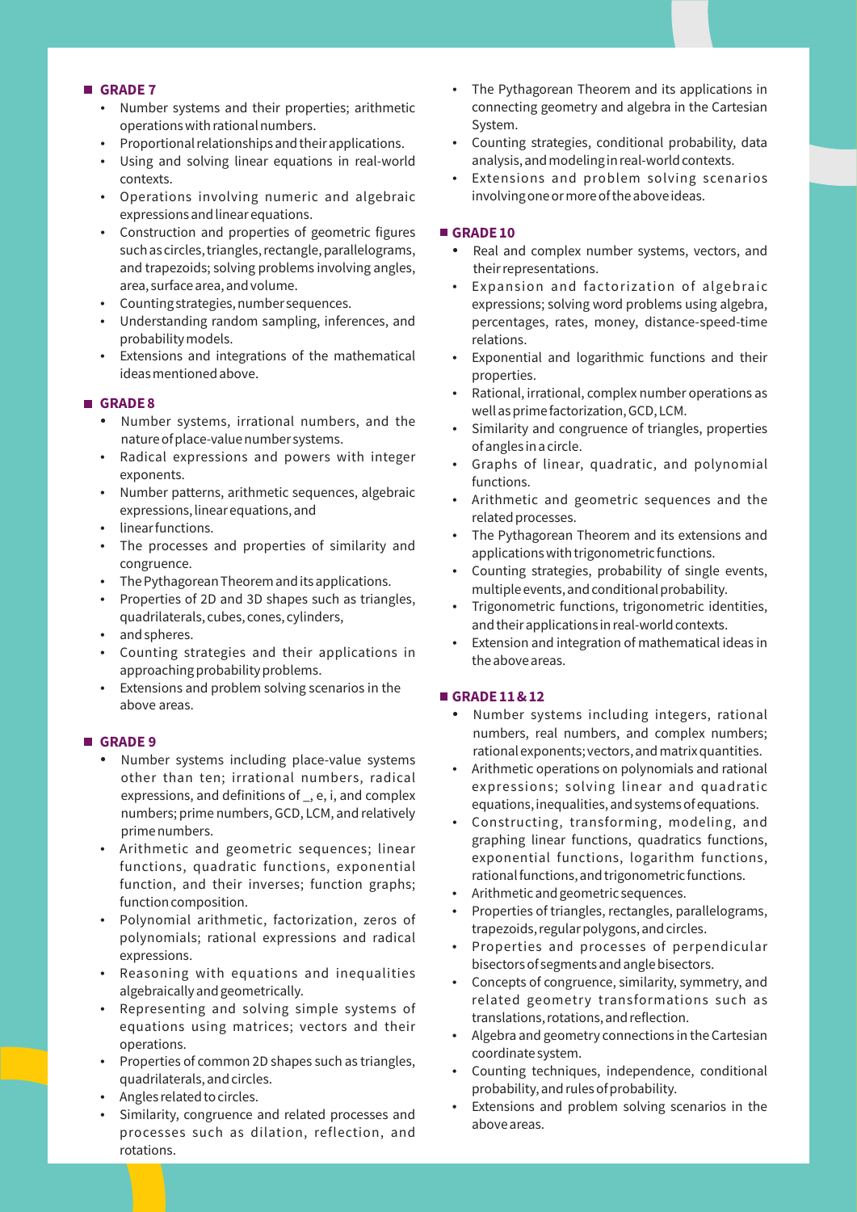## GRADE 7

- Number systems and their properties; arithmetic operations with rational numbers.
- Proportional relationships and their applications.
- Using and solving linear equations in real-world contexts.
- Operations involving numeric and algebraic expressions and linear equations.
- Construction and properties of geometric figures such as circles, triangles, rectangle, parallelograms, and trapezoids; solving problems involving angles, area, surface area, and volume.
- Counting strategies, number sequences.
- Understanding random sampling, inferences, and probability models.
- Extensions and integrations of the mathematical ideas mentioned above.

## GRADE 8

- Number systems, irrational numbers, and the nature of place-value number systems.
- Radical expressions and powers with integer exponents.
- Number patterns, arithmetic sequences, algebraic expressions, linear equations, and
- linear functions.
- The processes and properties of similarity and congruence.
- The Pythagorean Theorem and its applications.
- Properties of 2D and 3D shapes such as triangles, quadrilaterals, cubes, cones, cylinders,
- and spheres.
- Counting strategies and their applications in approaching probability problems.
- Extensions and problem solving scenarios in the above areas.

## GRADE 9

- Number systems including place-value systems other than ten; irrational numbers, radical expressions, and definitions of _, e, i, and complex numbers; prime numbers, GCD, LCM, and relatively prime numbers.
- Arithmetic and geometric sequences; linear functions, quadratic functions, exponential function, and their inverses; function graphs; function composition.
- Polynomial arithmetic, factorization, zeros of polynomials; rational expressions and radical expressions.
- Reasoning with equations and inequalities algebraically and geometrically.
- Representing and solving simple systems of equations using matrices; vectors and their operations.
- Properties of common 2D shapes such as triangles, quadrilaterals, and circles.
- Angles related to circles.
- Similarity, congruence and related processes and processes such as dilation, reflection, and rotations.
- The Pythagorean Theorem and its applications in connecting geometry and algebra in the Cartesian System.
- Counting strategies, conditional probability, data analysis, and modeling in real-world contexts.
- Extensions and problem solving scenarios involving one or more of the above ideas.

## GRADE 10

- Real and complex number systems, vectors, and their representations.
- Expansion and factorization of algebraic expressions; solving word problems using algebra, percentages, rates, money, distance-speed-time relations.
- Exponential and logarithmic functions and their properties.
- Rational, irrational, complex number operations as well as prime factorization, GCD, LCM.
- Similarity and congruence of triangles, properties of angles in a circle.
- Graphs of linear, quadratic, and polynomial functions.
- Arithmetic and geometric sequences and the related processes.
- The Pythagorean Theorem and its extensions and applications with trigonometric functions.
- Counting strategies, probability of single events, multiple events, and conditional probability.
- Trigonometric functions, trigonometric identities, and their applications in real-world contexts.
- Extension and integration of mathematical ideas in the above areas.

## GRADE 11 & 12

- Number systems including integers, rational numbers, real numbers, and complex numbers; rational exponents; vectors, and matrix quantities.
- Arithmetic operations on polynomials and rational expressions; solving linear and quadratic equations, inequalities, and systems of equations.
- Constructing, transforming, modeling, and graphing linear functions, quadratics functions, exponential functions, logarithm functions, rational functions, and trigonometric functions.
- Arithmetic and geometric sequences.
- Properties of triangles, rectangles, parallelograms, trapezoids, regular polygons, and circles.
- Properties and processes of perpendicular bisectors of segments and angle bisectors.
- Concepts of congruence, similarity, symmetry, and related geometry transformations such as translations, rotations, and reflection.
- Algebra and geometry connections in the Cartesian coordinate system.
- Counting techniques, independence, conditional probability, and rules of probability.
- Extensions and problem solving scenarios in the above areas.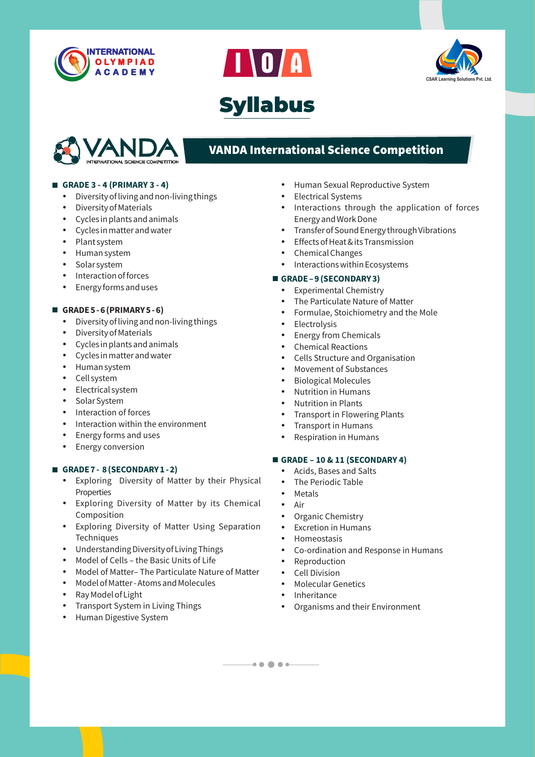# Syllabus

## VANDA International Science Competition

### GRADE 3 - 4 (PRIMARY 3 - 4)

- Diversity of living and non-living things
- Diversity of Materials
- Cycles in plants and animals
- Cycles in matter and water
- Plant system
- Human system
- Solar system
- Interaction of forces
- Energy forms and uses

### GRADE 5 - 6 (PRIMARY 5 - 6)

- Diversity of living and non-living things
- Diversity of Materials
- Cycles in plants and animals
- Cycles in matter and water
- Human system
- Cell system
- Electrical system
- Solar System
- Interaction of forces
- Interaction within the environment
- Energy forms and uses
- Energy conversion

### GRADE 7 - 8 (SECONDARY 1 - 2)

- Exploring Diversity of Matter by their Physical Properties
- Exploring Diversity of Matter by its Chemical Composition
- Exploring Diversity of Matter Using Separation Techniques
- Understanding Diversity of Living Things
- Model of Cells – the Basic Units of Life
- Model of Matter– The Particulate Nature of Matter
- Model of Matter - Atoms and Molecules
- Ray Model of Light
- Transport System in Living Things
- Human Digestive System
- Human Sexual Reproductive System
- Electrical Systems
- Interactions through the application of forces Energy and Work Done
- Transfer of Sound Energy through Vibrations
- Effects of Heat & its Transmission
- Chemical Changes
- Interactions within Ecosystems

### GRADE – 9 (SECONDARY 3)

- Experimental Chemistry
- The Particulate Nature of Matter
- Formulae, Stoichiometry and the Mole
- Electrolysis
- Energy from Chemicals
- Chemical Reactions
- Cells Structure and Organisation
- Movement of Substances
- Biological Molecules
- Nutrition in Humans
- Nutrition in Plants
- Transport in Flowering Plants
- Transport in Humans
- Respiration in Humans

### GRADE – 10 & 11 (SECONDARY 4)

- Acids, Bases and Salts
- The Periodic Table
- Metals
- Air
- Organic Chemistry
- Excretion in Humans
- Homeostasis
- Co-ordination and Response in Humans
- Reproduction
- Cell Division
- Molecular Genetics
- Inheritance
- Organisms and their Environment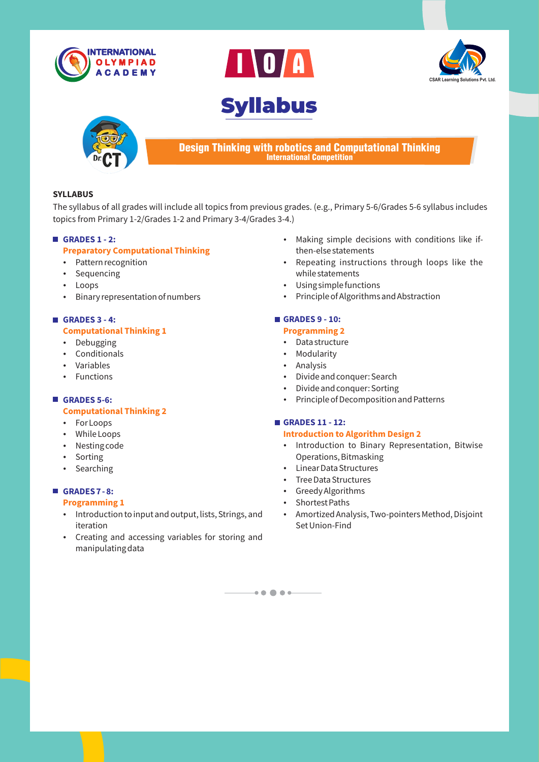INTERNATIONAL OLYMPIAD ACADEMY

I O A

CSAR Learning Solutions Pvt. Ltd.

# Syllabus

Dr. CT

**Design Thinking with robotics and Computational Thinking**
**International Competition**

**SYLLABUS**

The syllabus of all grades will include all topics from previous grades. (e.g., Primary 5-6/Grades 5-6 syllabus includes topics from Primary 1-2/Grades 1-2 and Primary 3-4/Grades 3-4.)

### GRADES 1 - 2:

**Preparatory Computational Thinking**

- Pattern recognition
- Sequencing
- Loops
- Binary representation of numbers

### GRADES 3 - 4:

**Computational Thinking 1**

- Debugging
- Conditionals
- Variables
- Functions

### GRADES 5-6:

**Computational Thinking 2**

- For Loops
- While Loops
- Nesting code
- Sorting
- Searching

### GRADES 7 - 8:

**Programming 1**

- Introduction to input and output, lists, Strings, and iteration
- Creating and accessing variables for storing and manipulating data
- Making simple decisions with conditions like if-then-else statements
- Repeating instructions through loops like the while statements
- Using simple functions
- Principle of Algorithms and Abstraction

### GRADES 9 - 10:

**Programming 2**

- Data structure
- Modularity
- Analysis
- Divide and conquer: Search
- Divide and conquer: Sorting
- Principle of Decomposition and Patterns

### GRADES 11 - 12:

**Introduction to Algorithm Design 2**

- Introduction to Binary Representation, Bitwise Operations, Bitmasking
- Linear Data Structures
- Tree Data Structures
- Greedy Algorithms
- Shortest Paths
- Amortized Analysis, Two-pointers Method, Disjoint Set Union-Find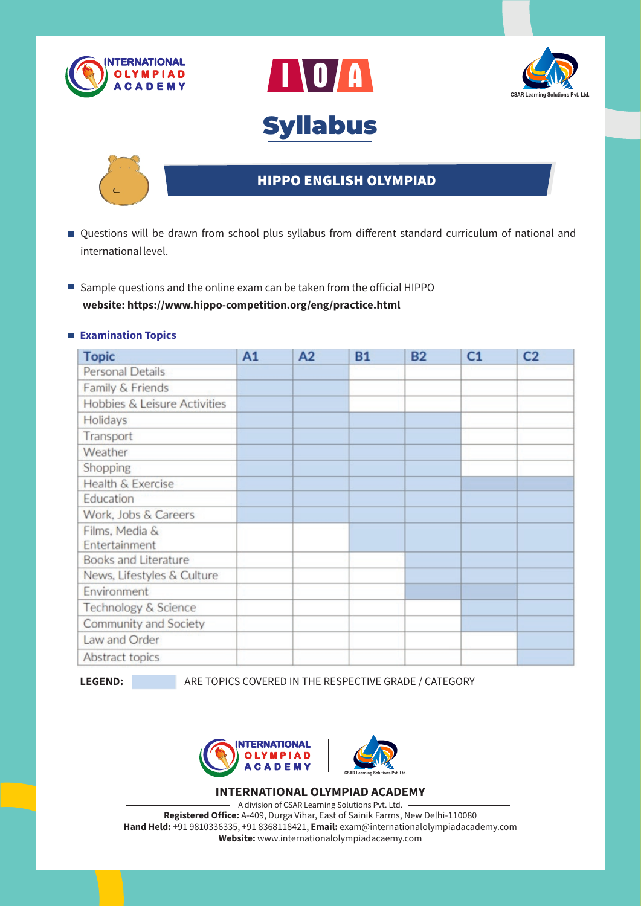# Syllabus

## HIPPO ENGLISH OLYMPIAD

- Questions will be drawn from school plus syllabus from different standard curriculum of national and international level.

- Sample questions and the online exam can be taken from the official HIPPO **website: https://www.hippo-competition.org/eng/practice.html**

- **Examination Topics**

| Topic | A1 | A2 | B1 | B2 | C1 | C2 |
|---|---|---|---|---|---|---|
| Personal Details | ✓ | ✓ | | | | |
| Family & Friends | ✓ | ✓ | | | | |
| Hobbies & Leisure Activities | ✓ | ✓ | | | | |
| Holidays | ✓ | ✓ | ✓ | ✓ | | |
| Transport | ✓ | ✓ | ✓ | ✓ | | |
| Weather | ✓ | ✓ | ✓ | ✓ | | |
| Shopping | ✓ | ✓ | ✓ | ✓ | | |
| Health & Exercise | ✓ | ✓ | ✓ | ✓ | ✓ | ✓ |
| Education | ✓ | ✓ | ✓ | ✓ | ✓ | ✓ |
| Work, Jobs & Careers | ✓ | ✓ | ✓ | ✓ | ✓ | ✓ |
| Films, Media & Entertainment | | | ✓ | ✓ | ✓ | ✓ |
| Books and Literature | | | | ✓ | ✓ | ✓ |
| News, Lifestyles & Culture | | | | ✓ | ✓ | ✓ |
| Environment | | | | ✓ | ✓ | ✓ |
| Technology & Science | | | | | ✓ | ✓ |
| Community and Society | | | | | ✓ | ✓ |
| Law and Order | | | | | | ✓ |
| Abstract topics | | | | | | ✓ |

**LEGEND:** (shaded / ✓) ARE TOPICS COVERED IN THE RESPECTIVE GRADE / CATEGORY

**INTERNATIONAL OLYMPIAD ACADEMY**

A division of CSAR Learning Solutions Pvt. Ltd.

**Registered Office:** A-409, Durga Vihar, East of Sainik Farms, New Delhi-110080

**Hand Held:** +91 9810336335, +91 8368118421, **Email:** exam@internationalolympiadacademy.com

**Website:** www.internationalolympiadacaemy.com